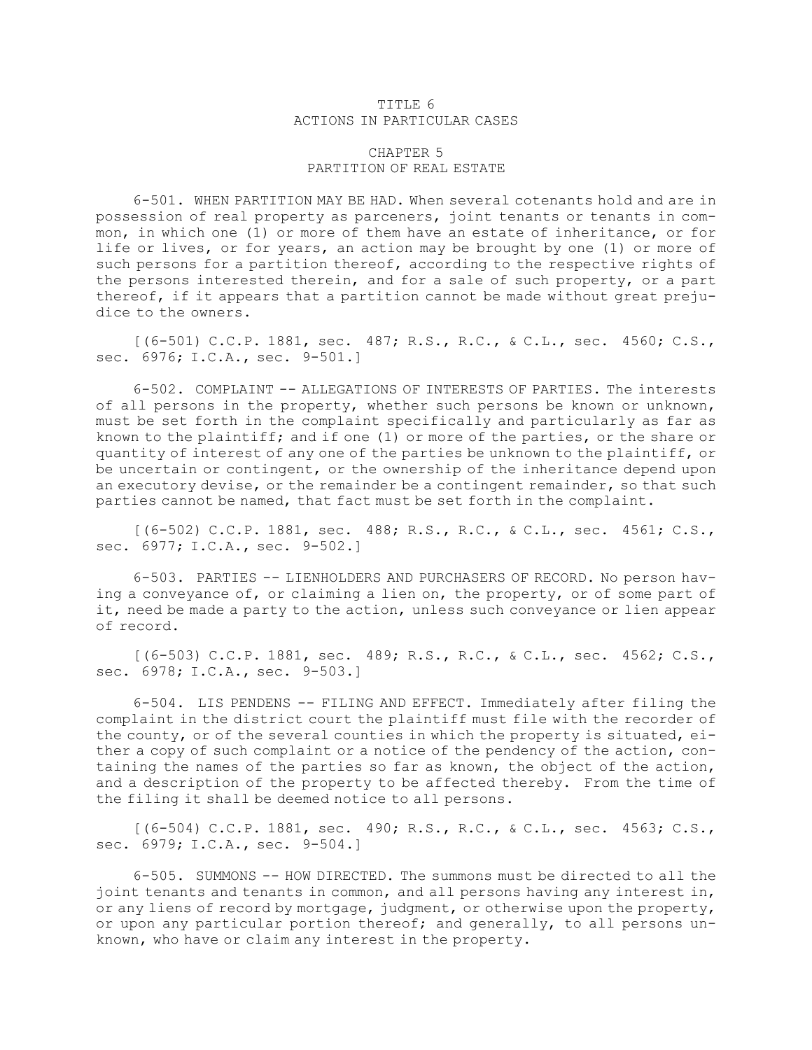# TITLE 6
# ACTIONS IN PARTICULAR CASES

## CHAPTER 5
## PARTITION OF REAL ESTATE

6-501. WHEN PARTITION MAY BE HAD. When several cotenants hold and are in possession of real property as parceners, joint tenants or tenants in common, in which one (1) or more of them have an estate of inheritance, or for life or lives, or for years, an action may be brought by one (1) or more of such persons for a partition thereof, according to the respective rights of the persons interested therein, and for a sale of such property, or a part thereof, if it appears that a partition cannot be made without great prejudice to the owners.

[(6-501) C.C.P. 1881, sec. 487; R.S., R.C., & C.L., sec. 4560; C.S., sec. 6976; I.C.A., sec. 9-501.]

6-502. COMPLAINT -- ALLEGATIONS OF INTERESTS OF PARTIES. The interests of all persons in the property, whether such persons be known or unknown, must be set forth in the complaint specifically and particularly as far as known to the plaintiff; and if one (1) or more of the parties, or the share or quantity of interest of any one of the parties be unknown to the plaintiff, or be uncertain or contingent, or the ownership of the inheritance depend upon an executory devise, or the remainder be a contingent remainder, so that such parties cannot be named, that fact must be set forth in the complaint.

[(6-502) C.C.P. 1881, sec. 488; R.S., R.C., & C.L., sec. 4561; C.S., sec. 6977; I.C.A., sec. 9-502.]

6-503. PARTIES -- LIENHOLDERS AND PURCHASERS OF RECORD. No person having a conveyance of, or claiming a lien on, the property, or of some part of it, need be made a party to the action, unless such conveyance or lien appear of record.

[(6-503) C.C.P. 1881, sec. 489; R.S., R.C., & C.L., sec. 4562; C.S., sec. 6978; I.C.A., sec. 9-503.]

6-504. LIS PENDENS -- FILING AND EFFECT. Immediately after filing the complaint in the district court the plaintiff must file with the recorder of the county, or of the several counties in which the property is situated, either a copy of such complaint or a notice of the pendency of the action, containing the names of the parties so far as known, the object of the action, and a description of the property to be affected thereby. From the time of the filing it shall be deemed notice to all persons.

[(6-504) C.C.P. 1881, sec. 490; R.S., R.C., & C.L., sec. 4563; C.S., sec. 6979; I.C.A., sec. 9-504.]

6-505. SUMMONS -- HOW DIRECTED. The summons must be directed to all the joint tenants and tenants in common, and all persons having any interest in, or any liens of record by mortgage, judgment, or otherwise upon the property, or upon any particular portion thereof; and generally, to all persons unknown, who have or claim any interest in the property.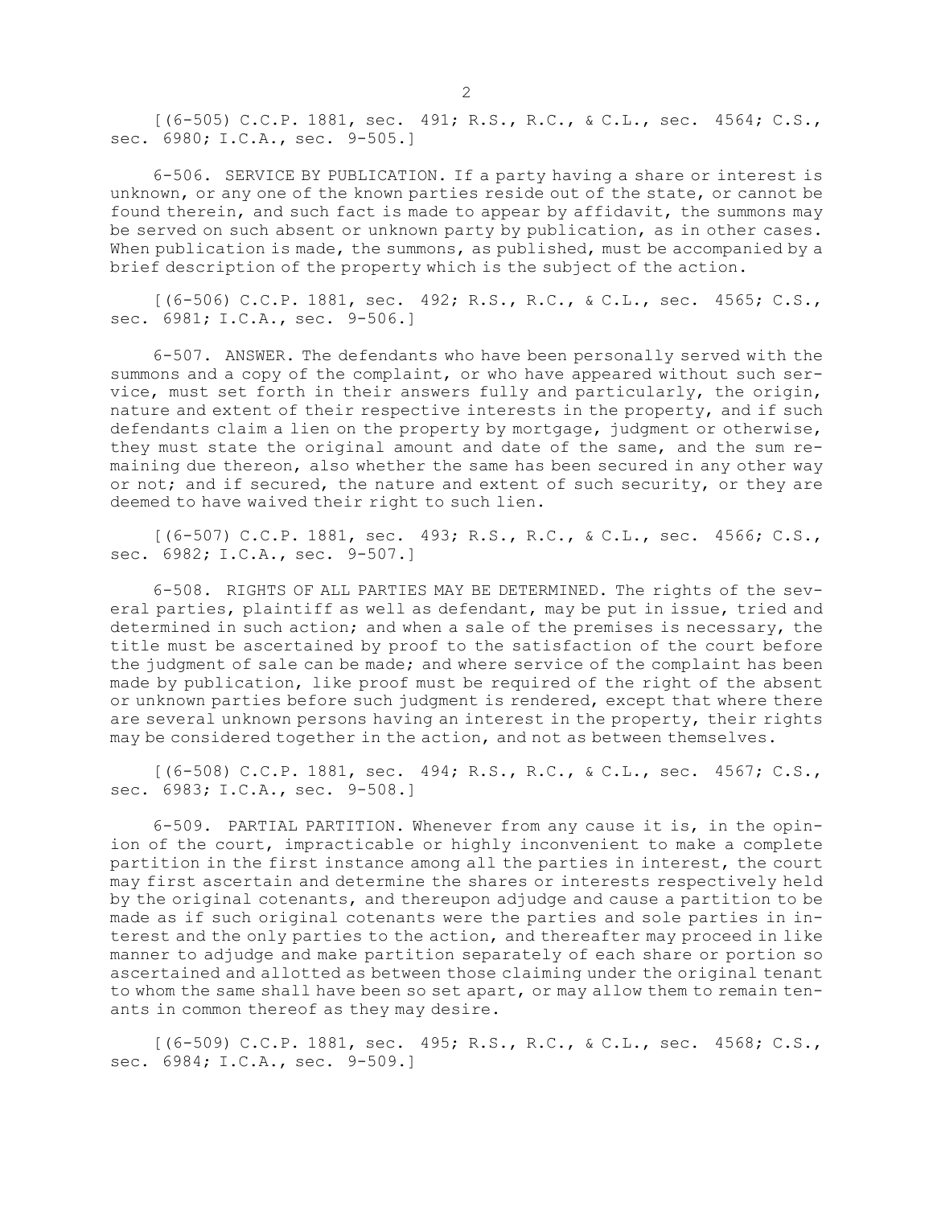[(6-505) C.C.P. 1881, sec. 491; R.S., R.C., & C.L., sec. 4564; C.S., sec. 6980; I.C.A., sec. 9-505.]

6-506. SERVICE BY PUBLICATION. If a party having a share or interest is unknown, or any one of the known parties reside out of the state, or cannot be found therein, and such fact is made to appear by affidavit, the summons may be served on such absent or unknown party by publication, as in other cases. When publication is made, the summons, as published, must be accompanied by a brief description of the property which is the subject of the action.

[(6-506) C.C.P. 1881, sec. 492; R.S., R.C., & C.L., sec. 4565; C.S., sec. 6981; I.C.A., sec. 9-506.]

6-507. ANSWER. The defendants who have been personally served with the summons and a copy of the complaint, or who have appeared without such service, must set forth in their answers fully and particularly, the origin, nature and extent of their respective interests in the property, and if such defendants claim a lien on the property by mortgage, judgment or otherwise, they must state the original amount and date of the same, and the sum remaining due thereon, also whether the same has been secured in any other way or not; and if secured, the nature and extent of such security, or they are deemed to have waived their right to such lien.

[(6-507) C.C.P. 1881, sec. 493; R.S., R.C., & C.L., sec. 4566; C.S., sec. 6982; I.C.A., sec. 9-507.]

6-508. RIGHTS OF ALL PARTIES MAY BE DETERMINED. The rights of the several parties, plaintiff as well as defendant, may be put in issue, tried and determined in such action; and when a sale of the premises is necessary, the title must be ascertained by proof to the satisfaction of the court before the judgment of sale can be made; and where service of the complaint has been made by publication, like proof must be required of the right of the absent or unknown parties before such judgment is rendered, except that where there are several unknown persons having an interest in the property, their rights may be considered together in the action, and not as between themselves.

[(6-508) C.C.P. 1881, sec. 494; R.S., R.C., & C.L., sec. 4567; C.S., sec. 6983; I.C.A., sec. 9-508.]

6-509. PARTIAL PARTITION. Whenever from any cause it is, in the opinion of the court, impracticable or highly inconvenient to make a complete partition in the first instance among all the parties in interest, the court may first ascertain and determine the shares or interests respectively held by the original cotenants, and thereupon adjudge and cause a partition to be made as if such original cotenants were the parties and sole parties in interest and the only parties to the action, and thereafter may proceed in like manner to adjudge and make partition separately of each share or portion so ascertained and allotted as between those claiming under the original tenant to whom the same shall have been so set apart, or may allow them to remain tenants in common thereof as they may desire.

[(6-509) C.C.P. 1881, sec. 495; R.S., R.C., & C.L., sec. 4568; C.S., sec. 6984; I.C.A., sec. 9-509.]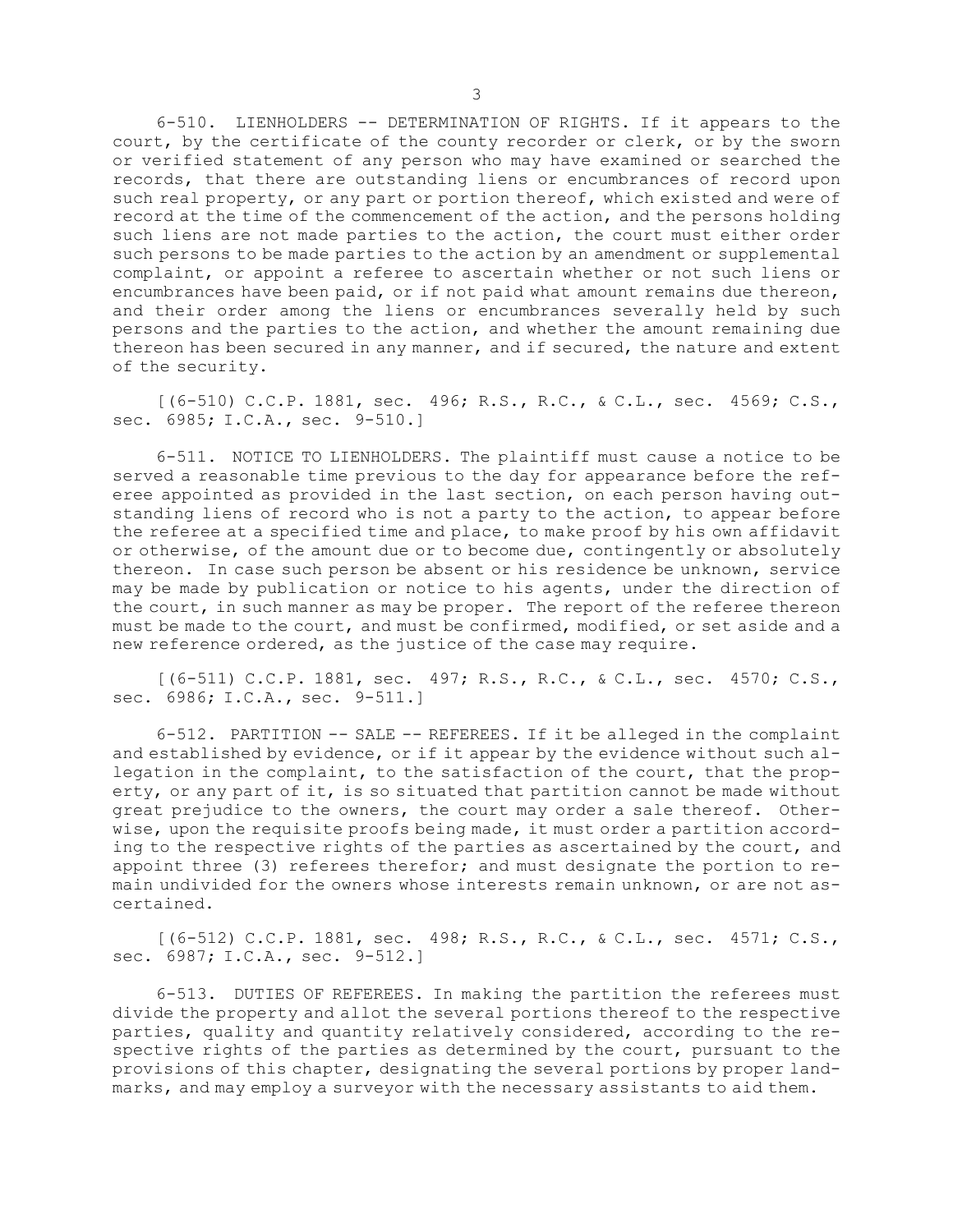6-510. LIENHOLDERS -- DETERMINATION OF RIGHTS. If it appears to the court, by the certificate of the county recorder or clerk, or by the sworn or verified statement of any person who may have examined or searched the records, that there are outstanding liens or encumbrances of record upon such real property, or any part or portion thereof, which existed and were of record at the time of the commencement of the action, and the persons holding such liens are not made parties to the action, the court must either order such persons to be made parties to the action by an amendment or supplemental complaint, or appoint a referee to ascertain whether or not such liens or encumbrances have been paid, or if not paid what amount remains due thereon, and their order among the liens or encumbrances severally held by such persons and the parties to the action, and whether the amount remaining due thereon has been secured in any manner, and if secured, the nature and extent of the security.

[(6-510) C.C.P. 1881, sec. 496; R.S., R.C., & C.L., sec. 4569; C.S., sec. 6985; I.C.A., sec. 9-510.]

6-511. NOTICE TO LIENHOLDERS. The plaintiff must cause a notice to be served a reasonable time previous to the day for appearance before the referee appointed as provided in the last section, on each person having outstanding liens of record who is not a party to the action, to appear before the referee at a specified time and place, to make proof by his own affidavit or otherwise, of the amount due or to become due, contingently or absolutely thereon. In case such person be absent or his residence be unknown, service may be made by publication or notice to his agents, under the direction of the court, in such manner as may be proper. The report of the referee thereon must be made to the court, and must be confirmed, modified, or set aside and a new reference ordered, as the justice of the case may require.

[(6-511) C.C.P. 1881, sec. 497; R.S., R.C., & C.L., sec. 4570; C.S., sec. 6986; I.C.A., sec. 9-511.]

6-512. PARTITION -- SALE -- REFEREES. If it be alleged in the complaint and established by evidence, or if it appear by the evidence without such allegation in the complaint, to the satisfaction of the court, that the property, or any part of it, is so situated that partition cannot be made without great prejudice to the owners, the court may order a sale thereof. Otherwise, upon the requisite proofs being made, it must order a partition according to the respective rights of the parties as ascertained by the court, and appoint three (3) referees therefor; and must designate the portion to remain undivided for the owners whose interests remain unknown, or are not ascertained.

[(6-512) C.C.P. 1881, sec. 498; R.S., R.C., & C.L., sec. 4571; C.S., sec. 6987; I.C.A., sec. 9-512.]

6-513. DUTIES OF REFEREES. In making the partition the referees must divide the property and allot the several portions thereof to the respective parties, quality and quantity relatively considered, according to the respective rights of the parties as determined by the court, pursuant to the provisions of this chapter, designating the several portions by proper landmarks, and may employ a surveyor with the necessary assistants to aid them.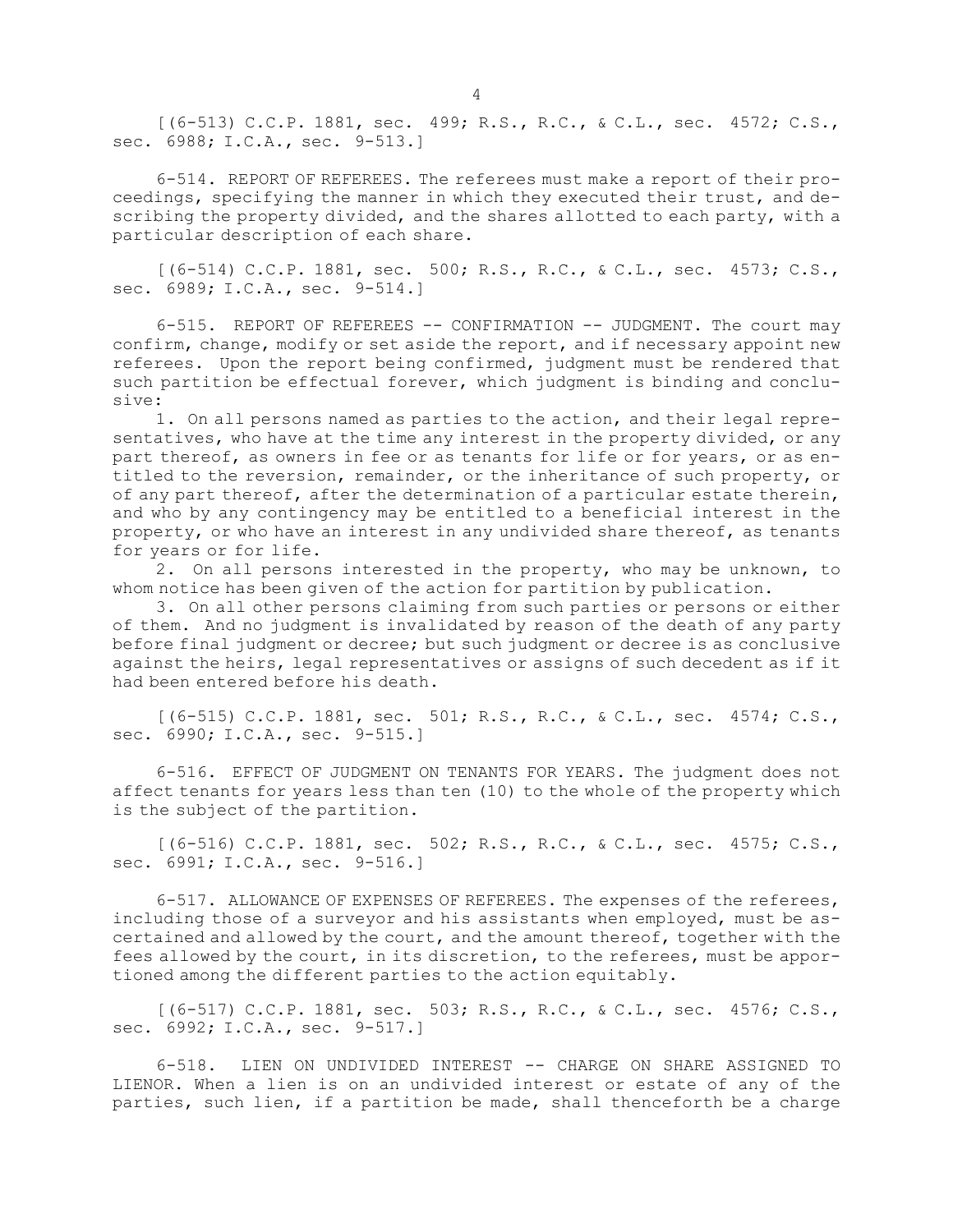[(6-513) C.C.P. 1881, sec. 499; R.S., R.C., & C.L., sec. 4572; C.S., sec. 6988; I.C.A., sec. 9-513.]

6-514. REPORT OF REFEREES. The referees must make a report of their proceedings, specifying the manner in which they executed their trust, and describing the property divided, and the shares allotted to each party, with a particular description of each share.

[(6-514) C.C.P. 1881, sec. 500; R.S., R.C., & C.L., sec. 4573; C.S., sec. 6989; I.C.A., sec. 9-514.]

6-515. REPORT OF REFEREES -- CONFIRMATION -- JUDGMENT. The court may confirm, change, modify or set aside the report, and if necessary appoint new referees. Upon the report being confirmed, judgment must be rendered that such partition be effectual forever, which judgment is binding and conclusive:

1. On all persons named as parties to the action, and their legal representatives, who have at the time any interest in the property divided, or any part thereof, as owners in fee or as tenants for life or for years, or as entitled to the reversion, remainder, or the inheritance of such property, or of any part thereof, after the determination of a particular estate therein, and who by any contingency may be entitled to a beneficial interest in the property, or who have an interest in any undivided share thereof, as tenants for years or for life.

2. On all persons interested in the property, who may be unknown, to whom notice has been given of the action for partition by publication.

3. On all other persons claiming from such parties or persons or either of them. And no judgment is invalidated by reason of the death of any party before final judgment or decree; but such judgment or decree is as conclusive against the heirs, legal representatives or assigns of such decedent as if it had been entered before his death.

[(6-515) C.C.P. 1881, sec. 501; R.S., R.C., & C.L., sec. 4574; C.S., sec. 6990; I.C.A., sec. 9-515.]

6-516. EFFECT OF JUDGMENT ON TENANTS FOR YEARS. The judgment does not affect tenants for years less than ten (10) to the whole of the property which is the subject of the partition.

[(6-516) C.C.P. 1881, sec. 502; R.S., R.C., & C.L., sec. 4575; C.S., sec. 6991; I.C.A., sec. 9-516.]

6-517. ALLOWANCE OF EXPENSES OF REFEREES. The expenses of the referees, including those of a surveyor and his assistants when employed, must be ascertained and allowed by the court, and the amount thereof, together with the fees allowed by the court, in its discretion, to the referees, must be apportioned among the different parties to the action equitably.

[(6-517) C.C.P. 1881, sec. 503; R.S., R.C., & C.L., sec. 4576; C.S., sec. 6992; I.C.A., sec. 9-517.]

6-518. LIEN ON UNDIVIDED INTEREST -- CHARGE ON SHARE ASSIGNED TO LIENOR. When a lien is on an undivided interest or estate of any of the parties, such lien, if a partition be made, shall thenceforth be a charge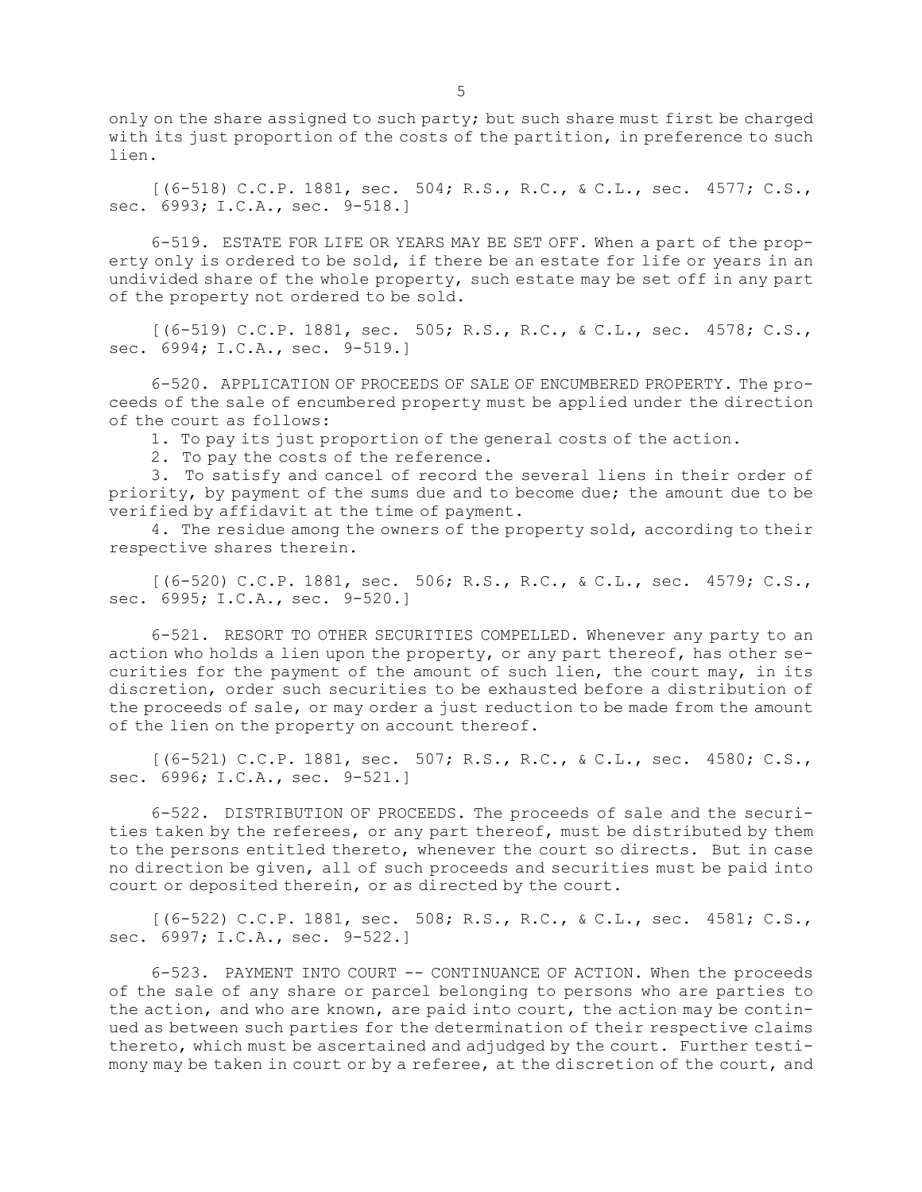only on the share assigned to such party; but such share must first be charged with its just proportion of the costs of the partition, in preference to such lien.

[(6-518) C.C.P. 1881, sec. 504; R.S., R.C., & C.L., sec. 4577; C.S., sec. 6993; I.C.A., sec. 9-518.]

6-519. ESTATE FOR LIFE OR YEARS MAY BE SET OFF. When a part of the property only is ordered to be sold, if there be an estate for life or years in an undivided share of the whole property, such estate may be set off in any part of the property not ordered to be sold.

[(6-519) C.C.P. 1881, sec. 505; R.S., R.C., & C.L., sec. 4578; C.S., sec. 6994; I.C.A., sec. 9-519.]

6-520. APPLICATION OF PROCEEDS OF SALE OF ENCUMBERED PROPERTY. The proceeds of the sale of encumbered property must be applied under the direction of the court as follows:

1. To pay its just proportion of the general costs of the action.

2. To pay the costs of the reference.

3. To satisfy and cancel of record the several liens in their order of priority, by payment of the sums due and to become due; the amount due to be verified by affidavit at the time of payment.

4. The residue among the owners of the property sold, according to their respective shares therein.

[(6-520) C.C.P. 1881, sec. 506; R.S., R.C., & C.L., sec. 4579; C.S., sec. 6995; I.C.A., sec. 9-520.]

6-521. RESORT TO OTHER SECURITIES COMPELLED. Whenever any party to an action who holds a lien upon the property, or any part thereof, has other securities for the payment of the amount of such lien, the court may, in its discretion, order such securities to be exhausted before a distribution of the proceeds of sale, or may order a just reduction to be made from the amount of the lien on the property on account thereof.

[(6-521) C.C.P. 1881, sec. 507; R.S., R.C., & C.L., sec. 4580; C.S., sec. 6996; I.C.A., sec. 9-521.]

6-522. DISTRIBUTION OF PROCEEDS. The proceeds of sale and the securities taken by the referees, or any part thereof, must be distributed by them to the persons entitled thereto, whenever the court so directs. But in case no direction be given, all of such proceeds and securities must be paid into court or deposited therein, or as directed by the court.

[(6-522) C.C.P. 1881, sec. 508; R.S., R.C., & C.L., sec. 4581; C.S., sec. 6997; I.C.A., sec. 9-522.]

6-523. PAYMENT INTO COURT -- CONTINUANCE OF ACTION. When the proceeds of the sale of any share or parcel belonging to persons who are parties to the action, and who are known, are paid into court, the action may be continued as between such parties for the determination of their respective claims thereto, which must be ascertained and adjudged by the court. Further testimony may be taken in court or by a referee, at the discretion of the court, and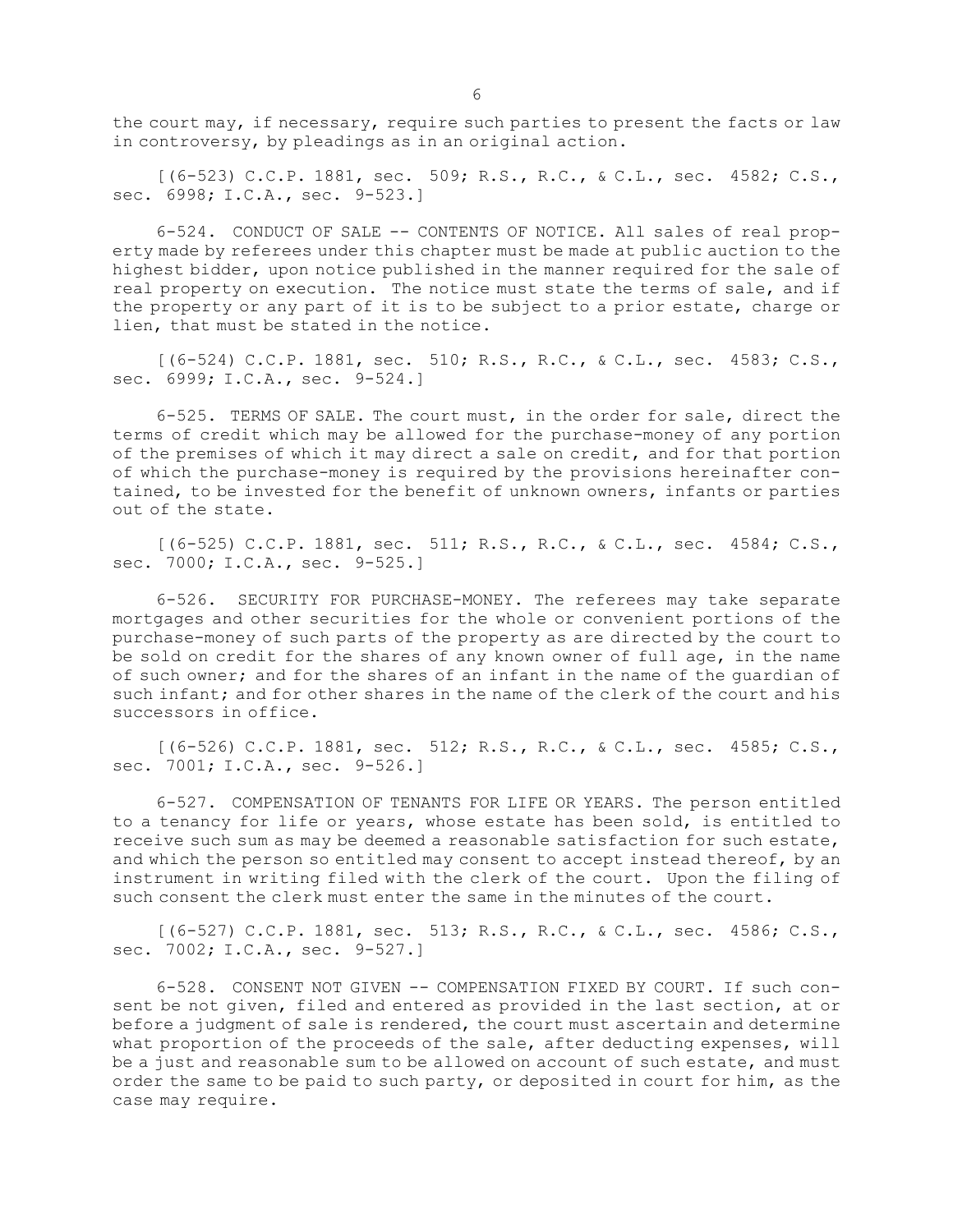the court may, if necessary, require such parties to present the facts or law in controversy, by pleadings as in an original action.

[(6-523) C.C.P. 1881, sec. 509; R.S., R.C., & C.L., sec. 4582; C.S., sec. 6998; I.C.A., sec. 9-523.]

6-524. CONDUCT OF SALE -- CONTENTS OF NOTICE. All sales of real property made by referees under this chapter must be made at public auction to the highest bidder, upon notice published in the manner required for the sale of real property on execution. The notice must state the terms of sale, and if the property or any part of it is to be subject to a prior estate, charge or lien, that must be stated in the notice.

[(6-524) C.C.P. 1881, sec. 510; R.S., R.C., & C.L., sec. 4583; C.S., sec. 6999; I.C.A., sec. 9-524.]

6-525. TERMS OF SALE. The court must, in the order for sale, direct the terms of credit which may be allowed for the purchase-money of any portion of the premises of which it may direct a sale on credit, and for that portion of which the purchase-money is required by the provisions hereinafter contained, to be invested for the benefit of unknown owners, infants or parties out of the state.

[(6-525) C.C.P. 1881, sec. 511; R.S., R.C., & C.L., sec. 4584; C.S., sec. 7000; I.C.A., sec. 9-525.]

6-526. SECURITY FOR PURCHASE-MONEY. The referees may take separate mortgages and other securities for the whole or convenient portions of the purchase-money of such parts of the property as are directed by the court to be sold on credit for the shares of any known owner of full age, in the name of such owner; and for the shares of an infant in the name of the guardian of such infant; and for other shares in the name of the clerk of the court and his successors in office.

[(6-526) C.C.P. 1881, sec. 512; R.S., R.C., & C.L., sec. 4585; C.S., sec. 7001; I.C.A., sec. 9-526.]

6-527. COMPENSATION OF TENANTS FOR LIFE OR YEARS. The person entitled to a tenancy for life or years, whose estate has been sold, is entitled to receive such sum as may be deemed a reasonable satisfaction for such estate, and which the person so entitled may consent to accept instead thereof, by an instrument in writing filed with the clerk of the court. Upon the filing of such consent the clerk must enter the same in the minutes of the court.

[(6-527) C.C.P. 1881, sec. 513; R.S., R.C., & C.L., sec. 4586; C.S., sec. 7002; I.C.A., sec. 9-527.]

6-528. CONSENT NOT GIVEN -- COMPENSATION FIXED BY COURT. If such consent be not given, filed and entered as provided in the last section, at or before a judgment of sale is rendered, the court must ascertain and determine what proportion of the proceeds of the sale, after deducting expenses, will be a just and reasonable sum to be allowed on account of such estate, and must order the same to be paid to such party, or deposited in court for him, as the case may require.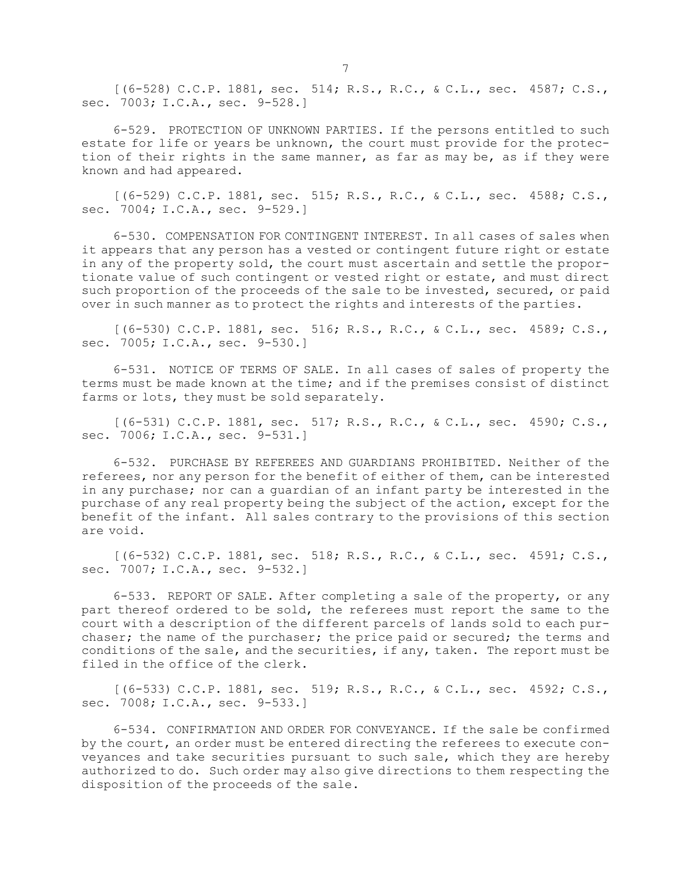[(6-528) C.C.P. 1881, sec. 514; R.S., R.C., & C.L., sec. 4587; C.S., sec. 7003; I.C.A., sec. 9-528.]

6-529. PROTECTION OF UNKNOWN PARTIES. If the persons entitled to such estate for life or years be unknown, the court must provide for the protection of their rights in the same manner, as far as may be, as if they were known and had appeared.

[(6-529) C.C.P. 1881, sec. 515; R.S., R.C., & C.L., sec. 4588; C.S., sec. 7004; I.C.A., sec. 9-529.]

6-530. COMPENSATION FOR CONTINGENT INTEREST. In all cases of sales when it appears that any person has a vested or contingent future right or estate in any of the property sold, the court must ascertain and settle the proportionate value of such contingent or vested right or estate, and must direct such proportion of the proceeds of the sale to be invested, secured, or paid over in such manner as to protect the rights and interests of the parties.

[(6-530) C.C.P. 1881, sec. 516; R.S., R.C., & C.L., sec. 4589; C.S., sec. 7005; I.C.A., sec. 9-530.]

6-531. NOTICE OF TERMS OF SALE. In all cases of sales of property the terms must be made known at the time; and if the premises consist of distinct farms or lots, they must be sold separately.

[(6-531) C.C.P. 1881, sec. 517; R.S., R.C., & C.L., sec. 4590; C.S., sec. 7006; I.C.A., sec. 9-531.]

6-532. PURCHASE BY REFEREES AND GUARDIANS PROHIBITED. Neither of the referees, nor any person for the benefit of either of them, can be interested in any purchase; nor can a guardian of an infant party be interested in the purchase of any real property being the subject of the action, except for the benefit of the infant. All sales contrary to the provisions of this section are void.

[(6-532) C.C.P. 1881, sec. 518; R.S., R.C., & C.L., sec. 4591; C.S., sec. 7007; I.C.A., sec. 9-532.]

6-533. REPORT OF SALE. After completing a sale of the property, or any part thereof ordered to be sold, the referees must report the same to the court with a description of the different parcels of lands sold to each purchaser; the name of the purchaser; the price paid or secured; the terms and conditions of the sale, and the securities, if any, taken. The report must be filed in the office of the clerk.

[(6-533) C.C.P. 1881, sec. 519; R.S., R.C., & C.L., sec. 4592; C.S., sec. 7008; I.C.A., sec. 9-533.]

6-534. CONFIRMATION AND ORDER FOR CONVEYANCE. If the sale be confirmed by the court, an order must be entered directing the referees to execute conveyances and take securities pursuant to such sale, which they are hereby authorized to do. Such order may also give directions to them respecting the disposition of the proceeds of the sale.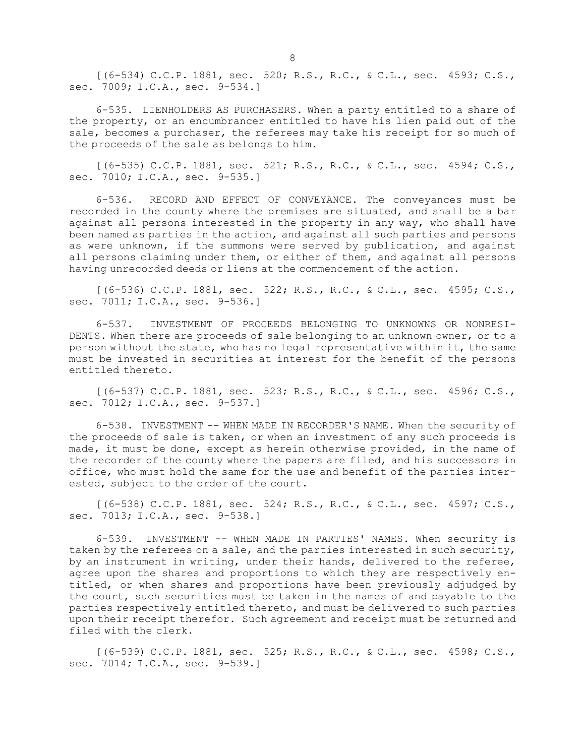[(6-534) C.C.P. 1881, sec. 520; R.S., R.C., & C.L., sec. 4593; C.S., sec. 7009; I.C.A., sec. 9-534.]

6-535. LIENHOLDERS AS PURCHASERS. When a party entitled to a share of the property, or an encumbrancer entitled to have his lien paid out of the sale, becomes a purchaser, the referees may take his receipt for so much of the proceeds of the sale as belongs to him.

[(6-535) C.C.P. 1881, sec. 521; R.S., R.C., & C.L., sec. 4594; C.S., sec. 7010; I.C.A., sec. 9-535.]

6-536. RECORD AND EFFECT OF CONVEYANCE. The conveyances must be recorded in the county where the premises are situated, and shall be a bar against all persons interested in the property in any way, who shall have been named as parties in the action, and against all such parties and persons as were unknown, if the summons were served by publication, and against all persons claiming under them, or either of them, and against all persons having unrecorded deeds or liens at the commencement of the action.

[(6-536) C.C.P. 1881, sec. 522; R.S., R.C., & C.L., sec. 4595; C.S., sec. 7011; I.C.A., sec. 9-536.]

6-537. INVESTMENT OF PROCEEDS BELONGING TO UNKNOWNS OR NONRESIDENTS. When there are proceeds of sale belonging to an unknown owner, or to a person without the state, who has no legal representative within it, the same must be invested in securities at interest for the benefit of the persons entitled thereto.

[(6-537) C.C.P. 1881, sec. 523; R.S., R.C., & C.L., sec. 4596; C.S., sec. 7012; I.C.A., sec. 9-537.]

6-538. INVESTMENT -- WHEN MADE IN RECORDER'S NAME. When the security of the proceeds of sale is taken, or when an investment of any such proceeds is made, it must be done, except as herein otherwise provided, in the name of the recorder of the county where the papers are filed, and his successors in office, who must hold the same for the use and benefit of the parties interested, subject to the order of the court.

[(6-538) C.C.P. 1881, sec. 524; R.S., R.C., & C.L., sec. 4597; C.S., sec. 7013; I.C.A., sec. 9-538.]

6-539. INVESTMENT -- WHEN MADE IN PARTIES' NAMES. When security is taken by the referees on a sale, and the parties interested in such security, by an instrument in writing, under their hands, delivered to the referee, agree upon the shares and proportions to which they are respectively entitled, or when shares and proportions have been previously adjudged by the court, such securities must be taken in the names of and payable to the parties respectively entitled thereto, and must be delivered to such parties upon their receipt therefor. Such agreement and receipt must be returned and filed with the clerk.

[(6-539) C.C.P. 1881, sec. 525; R.S., R.C., & C.L., sec. 4598; C.S., sec. 7014; I.C.A., sec. 9-539.]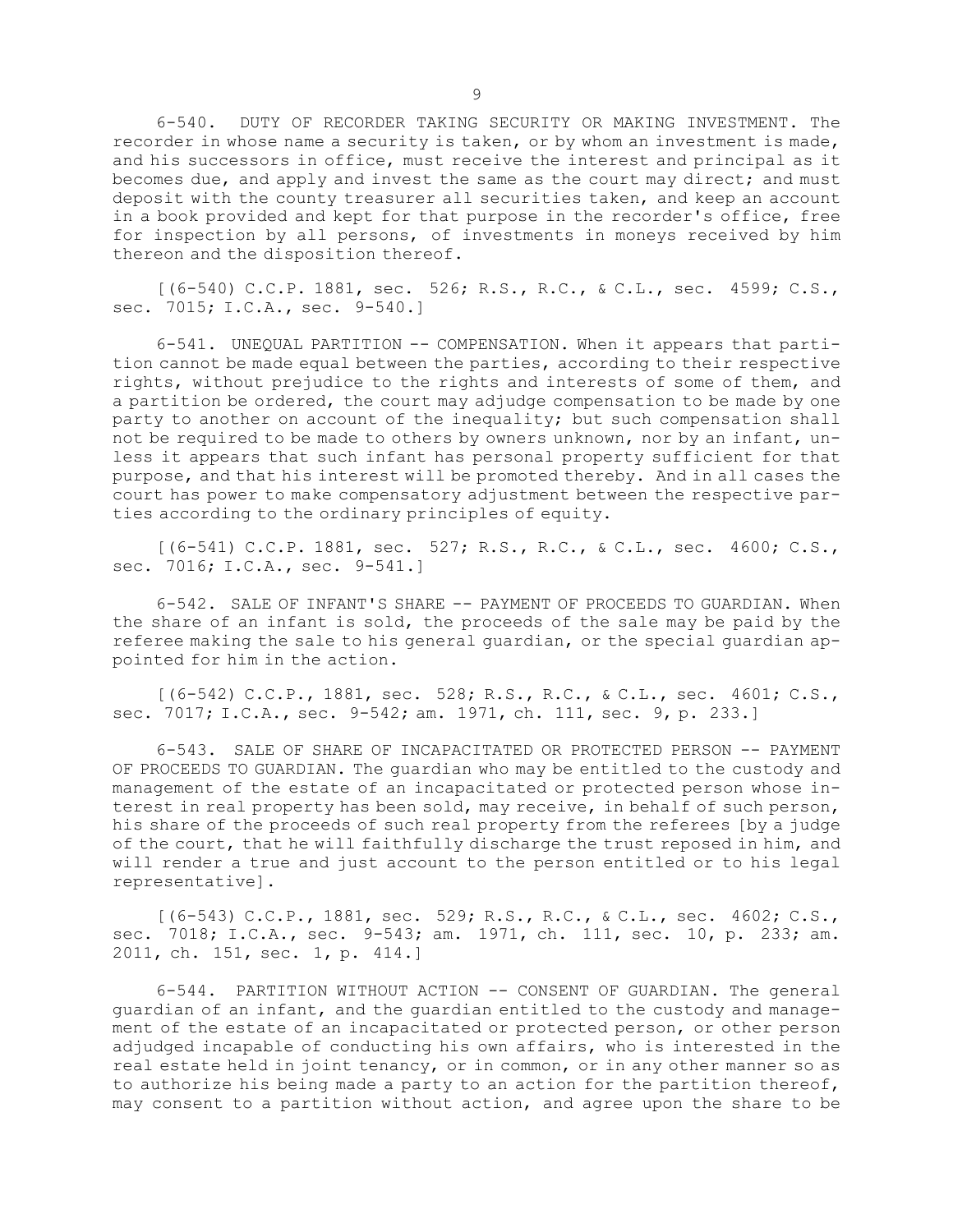6-540. DUTY OF RECORDER TAKING SECURITY OR MAKING INVESTMENT. The recorder in whose name a security is taken, or by whom an investment is made, and his successors in office, must receive the interest and principal as it becomes due, and apply and invest the same as the court may direct; and must deposit with the county treasurer all securities taken, and keep an account in a book provided and kept for that purpose in the recorder's office, free for inspection by all persons, of investments in moneys received by him thereon and the disposition thereof.

[(6-540) C.C.P. 1881, sec. 526; R.S., R.C., & C.L., sec. 4599; C.S., sec. 7015; I.C.A., sec. 9-540.]

6-541. UNEQUAL PARTITION -- COMPENSATION. When it appears that partition cannot be made equal between the parties, according to their respective rights, without prejudice to the rights and interests of some of them, and a partition be ordered, the court may adjudge compensation to be made by one party to another on account of the inequality; but such compensation shall not be required to be made to others by owners unknown, nor by an infant, unless it appears that such infant has personal property sufficient for that purpose, and that his interest will be promoted thereby. And in all cases the court has power to make compensatory adjustment between the respective parties according to the ordinary principles of equity.

[(6-541) C.C.P. 1881, sec. 527; R.S., R.C., & C.L., sec. 4600; C.S., sec. 7016; I.C.A., sec. 9-541.]

6-542. SALE OF INFANT'S SHARE -- PAYMENT OF PROCEEDS TO GUARDIAN. When the share of an infant is sold, the proceeds of the sale may be paid by the referee making the sale to his general guardian, or the special guardian appointed for him in the action.

[(6-542) C.C.P., 1881, sec. 528; R.S., R.C., & C.L., sec. 4601; C.S., sec. 7017; I.C.A., sec. 9-542; am. 1971, ch. 111, sec. 9, p. 233.]

6-543. SALE OF SHARE OF INCAPACITATED OR PROTECTED PERSON -- PAYMENT OF PROCEEDS TO GUARDIAN. The guardian who may be entitled to the custody and management of the estate of an incapacitated or protected person whose interest in real property has been sold, may receive, in behalf of such person, his share of the proceeds of such real property from the referees [by a judge of the court, that he will faithfully discharge the trust reposed in him, and will render a true and just account to the person entitled or to his legal representative].

[(6-543) C.C.P., 1881, sec. 529; R.S., R.C., & C.L., sec. 4602; C.S., sec. 7018; I.C.A., sec. 9-543; am. 1971, ch. 111, sec. 10, p. 233; am. 2011, ch. 151, sec. 1, p. 414.]

6-544. PARTITION WITHOUT ACTION -- CONSENT OF GUARDIAN. The general guardian of an infant, and the guardian entitled to the custody and management of the estate of an incapacitated or protected person, or other person adjudged incapable of conducting his own affairs, who is interested in the real estate held in joint tenancy, or in common, or in any other manner so as to authorize his being made a party to an action for the partition thereof, may consent to a partition without action, and agree upon the share to be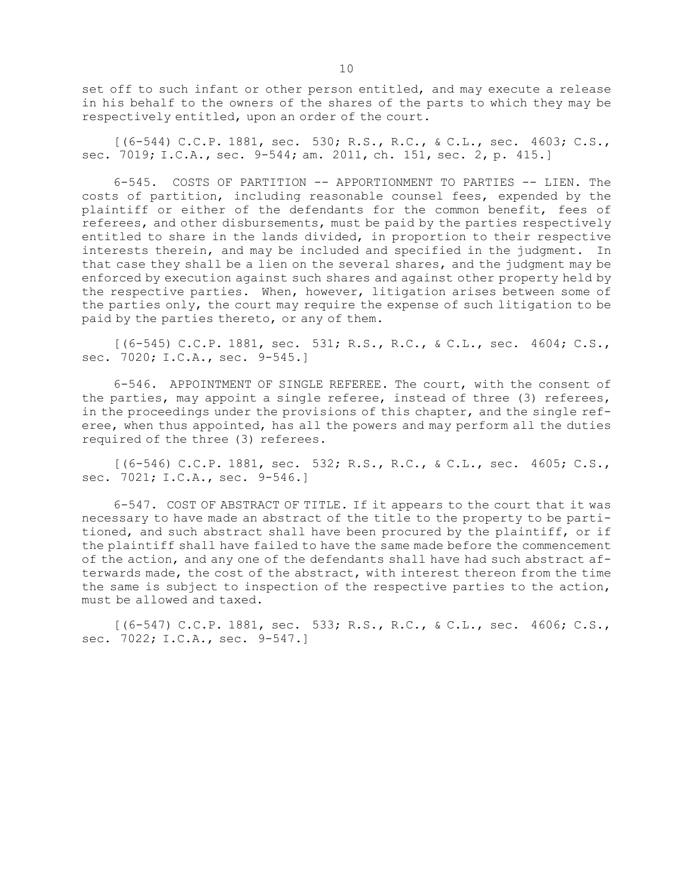set off to such infant or other person entitled, and may execute a release in his behalf to the owners of the shares of the parts to which they may be respectively entitled, upon an order of the court.

[(6-544) C.C.P. 1881, sec. 530; R.S., R.C., & C.L., sec. 4603; C.S., sec. 7019; I.C.A., sec. 9-544; am. 2011, ch. 151, sec. 2, p. 415.]

6-545. COSTS OF PARTITION -- APPORTIONMENT TO PARTIES -- LIEN. The costs of partition, including reasonable counsel fees, expended by the plaintiff or either of the defendants for the common benefit, fees of referees, and other disbursements, must be paid by the parties respectively entitled to share in the lands divided, in proportion to their respective interests therein, and may be included and specified in the judgment. In that case they shall be a lien on the several shares, and the judgment may be enforced by execution against such shares and against other property held by the respective parties. When, however, litigation arises between some of the parties only, the court may require the expense of such litigation to be paid by the parties thereto, or any of them.

[(6-545) C.C.P. 1881, sec. 531; R.S., R.C., & C.L., sec. 4604; C.S., sec. 7020; I.C.A., sec. 9-545.]

6-546. APPOINTMENT OF SINGLE REFEREE. The court, with the consent of the parties, may appoint a single referee, instead of three (3) referees, in the proceedings under the provisions of this chapter, and the single referee, when thus appointed, has all the powers and may perform all the duties required of the three (3) referees.

[(6-546) C.C.P. 1881, sec. 532; R.S., R.C., & C.L., sec. 4605; C.S., sec. 7021; I.C.A., sec. 9-546.]

6-547. COST OF ABSTRACT OF TITLE. If it appears to the court that it was necessary to have made an abstract of the title to the property to be partitioned, and such abstract shall have been procured by the plaintiff, or if the plaintiff shall have failed to have the same made before the commencement of the action, and any one of the defendants shall have had such abstract afterwards made, the cost of the abstract, with interest thereon from the time the same is subject to inspection of the respective parties to the action, must be allowed and taxed.

[(6-547) C.C.P. 1881, sec. 533; R.S., R.C., & C.L., sec. 4606; C.S., sec. 7022; I.C.A., sec. 9-547.]